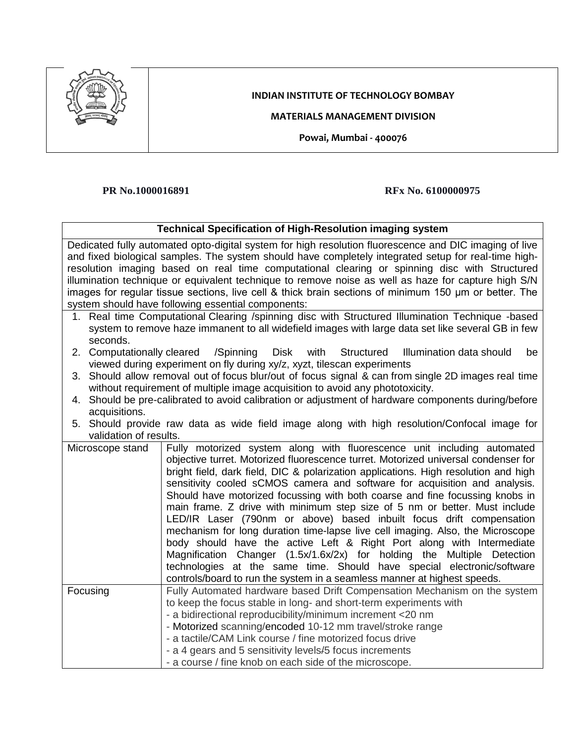| | **INDIAN INSTITUTE OF TECHNOLOGY BOMBAY**<br>**MATERIALS MANAGEMENT DIVISION**<br>**Powai, Mumbai - 400076** |
|---|---|

**PR No.1000016891** **RFx No. 6100000975**

| **Technical Specification of High-Resolution imaging system** | |
|---|---|
| Dedicated fully automated opto-digital system for high resolution fluorescence and DIC imaging of live and fixed biological samples. The system should have completely integrated setup for real-time high-resolution imaging based on real time computational clearing or spinning disc with Structured illumination technique or equivalent technique to remove noise as well as haze for capture high S/N images for regular tissue sections, live cell & thick brain sections of minimum 150 µm or better. The system should have following essential components:<br>1. Real time Computational Clearing /spinning disc with Structured Illumination Technique -based system to remove haze immanent to all widefield images with large data set like several GB in few seconds.<br>2. Computationally cleared /Spinning Disk with Structured Illumination data should be viewed during experiment on fly during xy/z, xyzt, tilescan experiments<br>3. Should allow removal out of focus blur/out of focus signal & can from single 2D images real time without requirement of multiple image acquisition to avoid any phototoxicity.<br>4. Should be pre-calibrated to avoid calibration or adjustment of hardware components during/before acquisitions.<br>5. Should provide raw data as wide field image along with high resolution/Confocal image for validation of results. | |
| Microscope stand | Fully motorized system along with fluorescence unit including automated objective turret. Motorized fluorescence turret. Motorized universal condenser for bright field, dark field, DIC & polarization applications. High resolution and high sensitivity cooled sCMOS camera and software for acquisition and analysis. Should have motorized focussing with both coarse and fine focussing knobs in main frame. Z drive with minimum step size of 5 nm or better. Must include LED/IR Laser (790nm or above) based inbuilt focus drift compensation mechanism for long duration time-lapse live cell imaging. Also, the Microscope body should have the active Left & Right Port along with Intermediate Magnification Changer (1.5x/1.6x/2x) for holding the Multiple Detection technologies at the same time. Should have special electronic/software controls/board to run the system in a seamless manner at highest speeds. |
| Focusing | Fully Automated hardware based Drift Compensation Mechanism on the system to keep the focus stable in long- and short-term experiments with<br>- a bidirectional reproducibility/minimum increment <20 nm<br>- Motorized scanning/encoded 10-12 mm travel/stroke range<br>- a tactile/CAM Link course / fine motorized focus drive<br>- a 4 gears and 5 sensitivity levels/5 focus increments<br>- a course / fine knob on each side of the microscope. |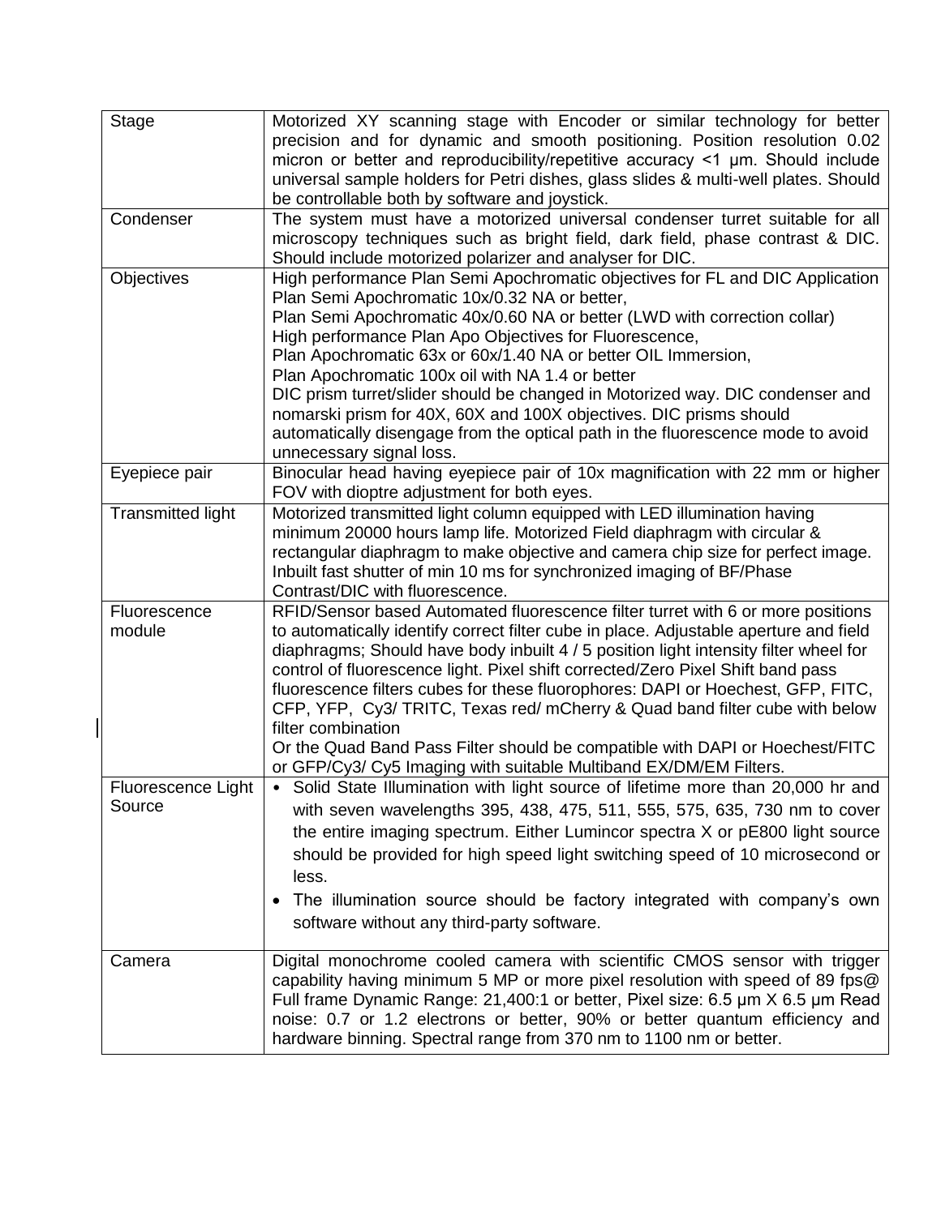| Stage | Motorized XY scanning stage with Encoder or similar technology for better precision and for dynamic and smooth positioning. Position resolution 0.02 micron or better and reproducibility/repetitive accuracy <1 µm. Should include universal sample holders for Petri dishes, glass slides & multi-well plates. Should be controllable both by software and joystick. |
|---|---|
| Condenser | The system must have a motorized universal condenser turret suitable for all microscopy techniques such as bright field, dark field, phase contrast & DIC. Should include motorized polarizer and analyser for DIC. |
| Objectives | High performance Plan Semi Apochromatic objectives for FL and DIC Application<br>Plan Semi Apochromatic 10x/0.32 NA or better,<br>Plan Semi Apochromatic 40x/0.60 NA or better (LWD with correction collar)<br>High performance Plan Apo Objectives for Fluorescence,<br>Plan Apochromatic 63x or 60x/1.40 NA or better OIL Immersion,<br>Plan Apochromatic 100x oil with NA 1.4 or better<br>DIC prism turret/slider should be changed in Motorized way. DIC condenser and nomarski prism for 40X, 60X and 100X objectives. DIC prisms should automatically disengage from the optical path in the fluorescence mode to avoid unnecessary signal loss. |
| Eyepiece pair | Binocular head having eyepiece pair of 10x magnification with 22 mm or higher FOV with dioptre adjustment for both eyes. |
| Transmitted light | Motorized transmitted light column equipped with LED illumination having minimum 20000 hours lamp life. Motorized Field diaphragm with circular & rectangular diaphragm to make objective and camera chip size for perfect image. Inbuilt fast shutter of min 10 ms for synchronized imaging of BF/Phase Contrast/DIC with fluorescence. |
| Fluorescence module | RFID/Sensor based Automated fluorescence filter turret with 6 or more positions to automatically identify correct filter cube in place. Adjustable aperture and field diaphragms; Should have body inbuilt 4 / 5 position light intensity filter wheel for control of fluorescence light. Pixel shift corrected/Zero Pixel Shift band pass fluorescence filters cubes for these fluorophores: DAPI or Hoechest, GFP, FITC, CFP, YFP, Cy3/ TRITC, Texas red/ mCherry & Quad band filter cube with below filter combination<br>Or the Quad Band Pass Filter should be compatible with DAPI or Hoechest/FITC or GFP/Cy3/ Cy5 Imaging with suitable Multiband EX/DM/EM Filters. |
| Fluorescence Light Source | • Solid State Illumination with light source of lifetime more than 20,000 hr and with seven wavelengths 395, 438, 475, 511, 555, 575, 635, 730 nm to cover the entire imaging spectrum. Either Lumincor spectra X or pE800 light source should be provided for high speed light switching speed of 10 microsecond or less.<br>• The illumination source should be factory integrated with company's own software without any third-party software. |
| Camera | Digital monochrome cooled camera with scientific CMOS sensor with trigger capability having minimum 5 MP or more pixel resolution with speed of 89 fps@ Full frame Dynamic Range: 21,400:1 or better, Pixel size: 6.5 µm X 6.5 µm Read noise: 0.7 or 1.2 electrons or better, 90% or better quantum efficiency and hardware binning. Spectral range from 370 nm to 1100 nm or better. |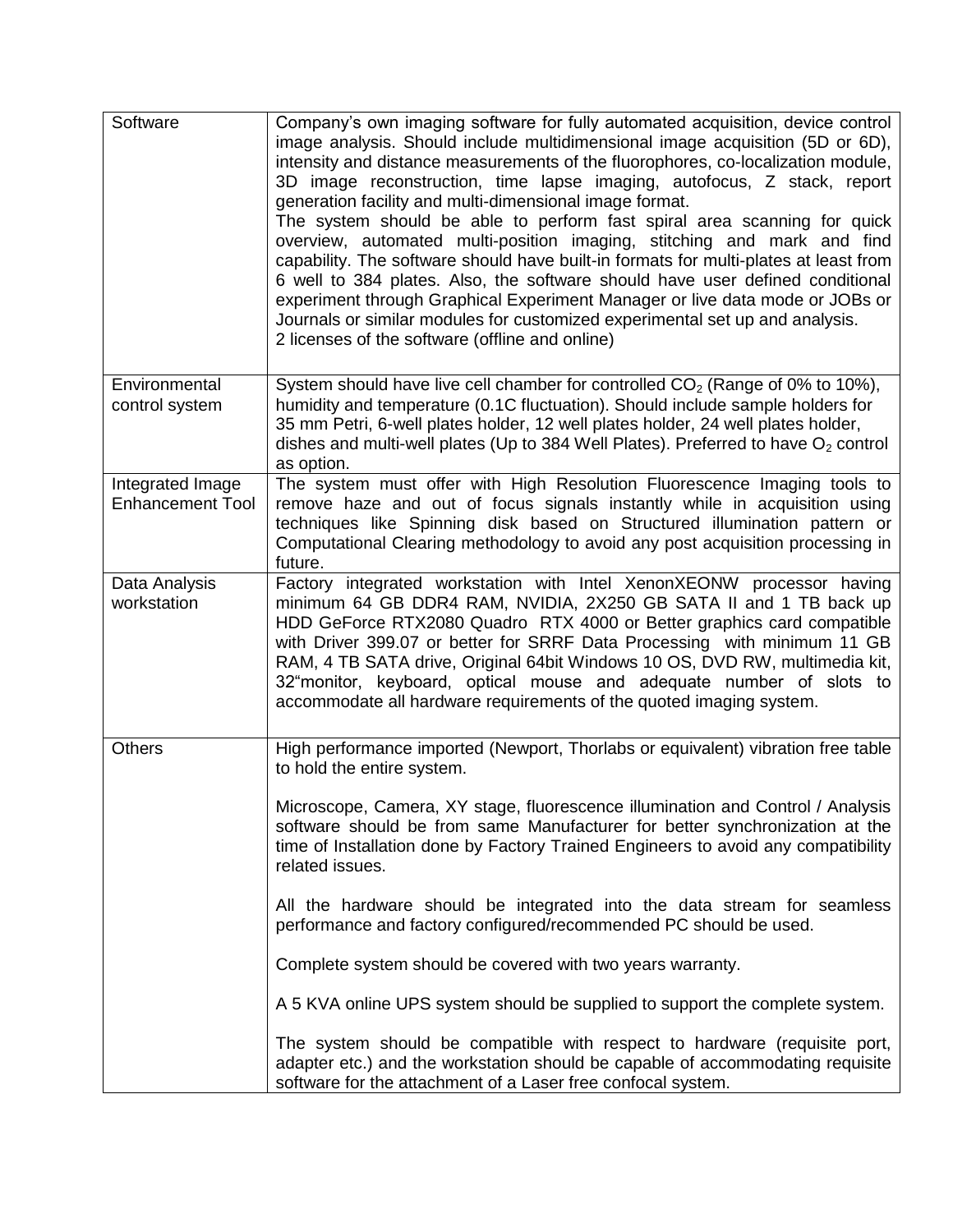| | |
|---|---|
| Software | Company's own imaging software for fully automated acquisition, device control image analysis. Should include multidimensional image acquisition (5D or 6D), intensity and distance measurements of the fluorophores, co-localization module, 3D image reconstruction, time lapse imaging, autofocus, Z stack, report generation facility and multi-dimensional image format.<br>The system should be able to perform fast spiral area scanning for quick overview, automated multi-position imaging, stitching and mark and find capability. The software should have built-in formats for multi-plates at least from 6 well to 384 plates. Also, the software should have user defined conditional experiment through Graphical Experiment Manager or live data mode or JOBs or Journals or similar modules for customized experimental set up and analysis.<br>2 licenses of the software (offline and online) |
| Environmental control system | System should have live cell chamber for controlled $CO_2$ (Range of 0% to 10%), humidity and temperature (0.1C fluctuation). Should include sample holders for 35 mm Petri, 6-well plates holder, 12 well plates holder, 24 well plates holder, dishes and multi-well plates (Up to 384 Well Plates). Preferred to have $O_2$ control as option. |
| Integrated Image Enhancement Tool | The system must offer with High Resolution Fluorescence Imaging tools to remove haze and out of focus signals instantly while in acquisition using techniques like Spinning disk based on Structured illumination pattern or Computational Clearing methodology to avoid any post acquisition processing in future. |
| Data Analysis workstation | Factory integrated workstation with Intel XenonXEONW processor having minimum 64 GB DDR4 RAM, NVIDIA, 2X250 GB SATA II and 1 TB back up HDD GeForce RTX2080 Quadro RTX 4000 or Better graphics card compatible with Driver 399.07 or better for SRRF Data Processing with minimum 11 GB RAM, 4 TB SATA drive, Original 64bit Windows 10 OS, DVD RW, multimedia kit, 32"monitor, keyboard, optical mouse and adequate number of slots to accommodate all hardware requirements of the quoted imaging system. |
| Others | High performance imported (Newport, Thorlabs or equivalent) vibration free table to hold the entire system.<br><br>Microscope, Camera, XY stage, fluorescence illumination and Control / Analysis software should be from same Manufacturer for better synchronization at the time of Installation done by Factory Trained Engineers to avoid any compatibility related issues.<br><br>All the hardware should be integrated into the data stream for seamless performance and factory configured/recommended PC should be used.<br><br>Complete system should be covered with two years warranty.<br><br>A 5 KVA online UPS system should be supplied to support the complete system.<br><br>The system should be compatible with respect to hardware (requisite port, adapter etc.) and the workstation should be capable of accommodating requisite software for the attachment of a Laser free confocal system. |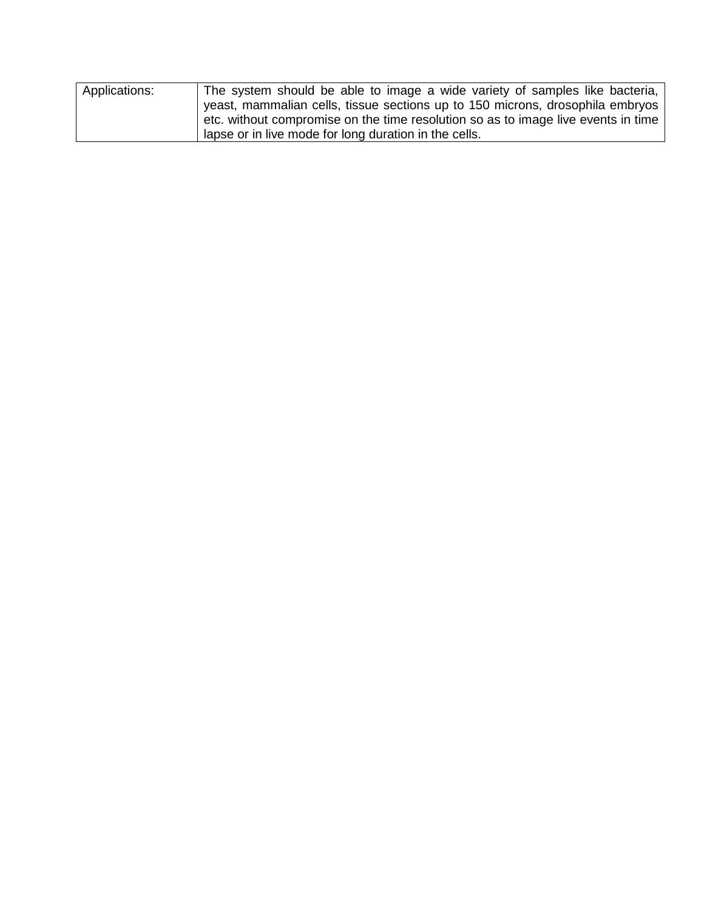| | |
|---|---|
| Applications: | The system should be able to image a wide variety of samples like bacteria, yeast, mammalian cells, tissue sections up to 150 microns, drosophila embryos etc. without compromise on the time resolution so as to image live events in time lapse or in live mode for long duration in the cells. |